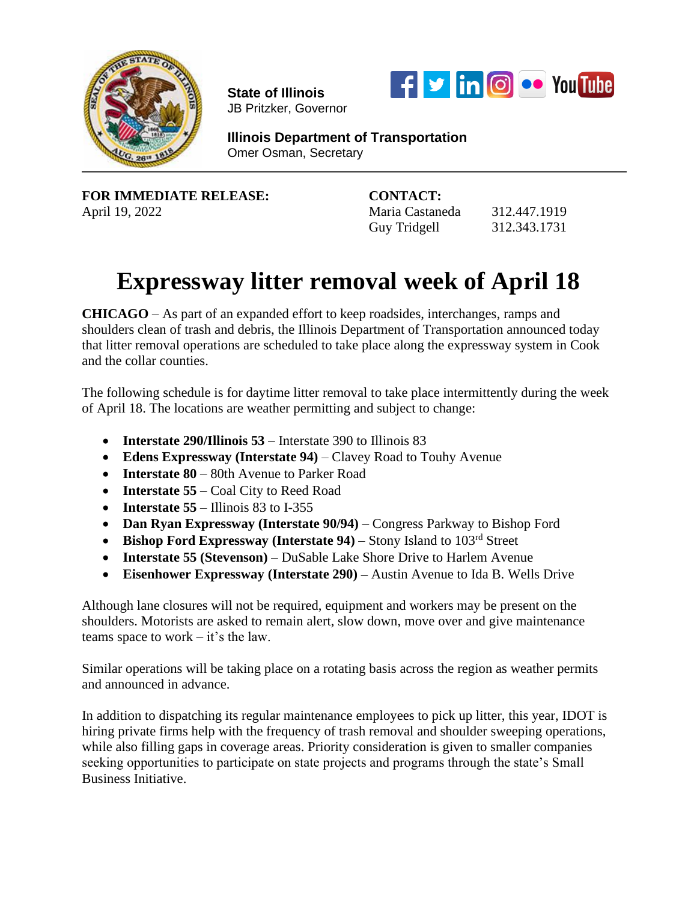**State of Illinois**
JB Pritzker, Governor

**Illinois Department of Transportation**
Omer Osman, Secretary

**FOR IMMEDIATE RELEASE:**
April 19, 2022

**CONTACT:**
Maria Castaneda 312.447.1919
Guy Tridgell 312.343.1731

# Expressway litter removal week of April 18

**CHICAGO** – As part of an expanded effort to keep roadsides, interchanges, ramps and shoulders clean of trash and debris, the Illinois Department of Transportation announced today that litter removal operations are scheduled to take place along the expressway system in Cook and the collar counties.

The following schedule is for daytime litter removal to take place intermittently during the week of April 18. The locations are weather permitting and subject to change:

- **Interstate 290/Illinois 53** – Interstate 390 to Illinois 83
- **Edens Expressway (Interstate 94)** – Clavey Road to Touhy Avenue
- **Interstate 80** – 80th Avenue to Parker Road
- **Interstate 55** – Coal City to Reed Road
- **Interstate 55** – Illinois 83 to I-355
- **Dan Ryan Expressway (Interstate 90/94)** – Congress Parkway to Bishop Ford
- **Bishop Ford Expressway (Interstate 94)** – Stony Island to 103rd Street
- **Interstate 55 (Stevenson)** – DuSable Lake Shore Drive to Harlem Avenue
- **Eisenhower Expressway (Interstate 290) –** Austin Avenue to Ida B. Wells Drive

Although lane closures will not be required, equipment and workers may be present on the shoulders. Motorists are asked to remain alert, slow down, move over and give maintenance teams space to work – it's the law.

Similar operations will be taking place on a rotating basis across the region as weather permits and announced in advance.

In addition to dispatching its regular maintenance employees to pick up litter, this year, IDOT is hiring private firms help with the frequency of trash removal and shoulder sweeping operations, while also filling gaps in coverage areas. Priority consideration is given to smaller companies seeking opportunities to participate on state projects and programs through the state's Small Business Initiative.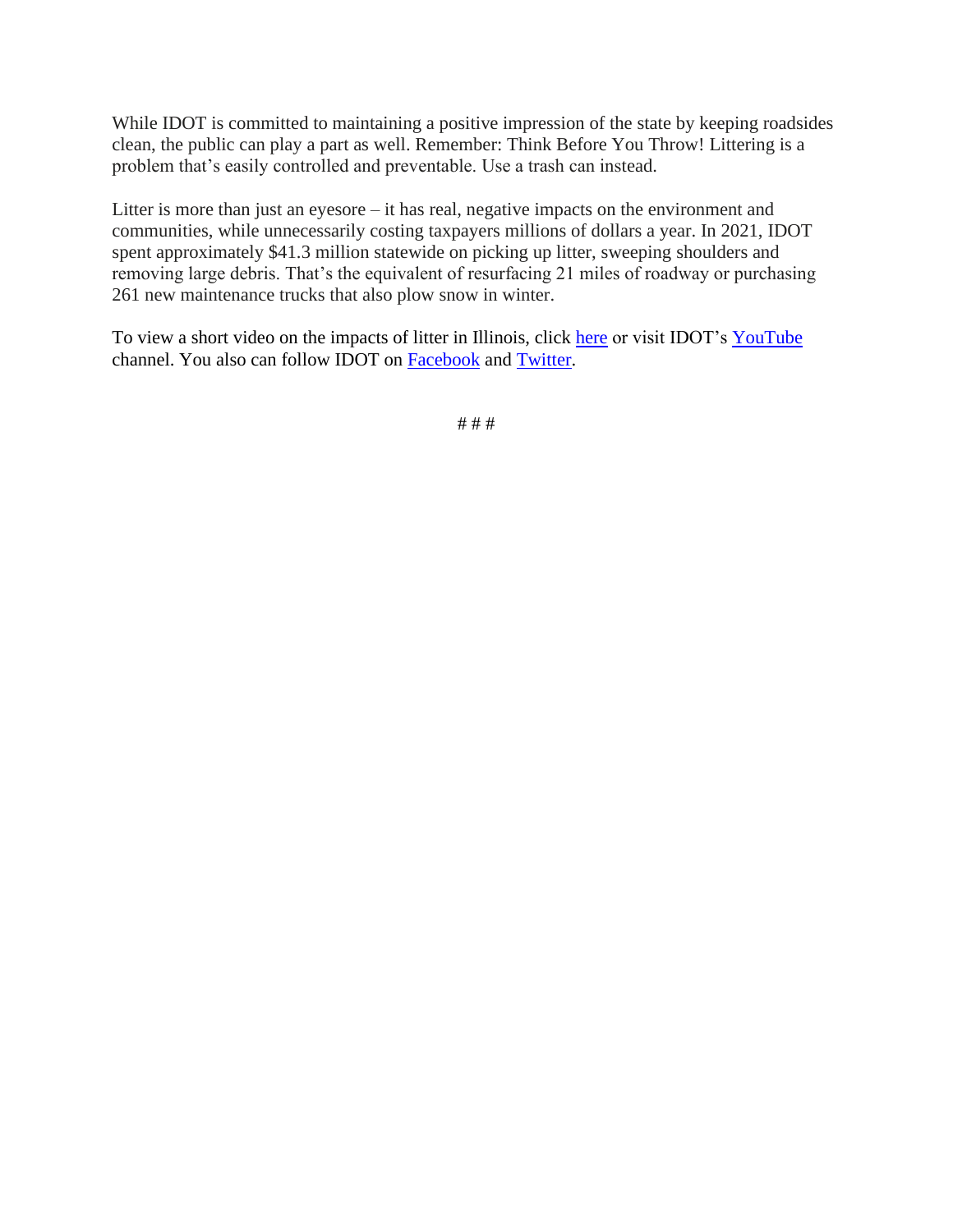While IDOT is committed to maintaining a positive impression of the state by keeping roadsides clean, the public can play a part as well. Remember: Think Before You Throw! Littering is a problem that's easily controlled and preventable. Use a trash can instead.

Litter is more than just an eyesore – it has real, negative impacts on the environment and communities, while unnecessarily costing taxpayers millions of dollars a year. In 2021, IDOT spent approximately $41.3 million statewide on picking up litter, sweeping shoulders and removing large debris. That's the equivalent of resurfacing 21 miles of roadway or purchasing 261 new maintenance trucks that also plow snow in winter.

To view a short video on the impacts of litter in Illinois, click here or visit IDOT's YouTube channel. You also can follow IDOT on Facebook and Twitter.

# # #